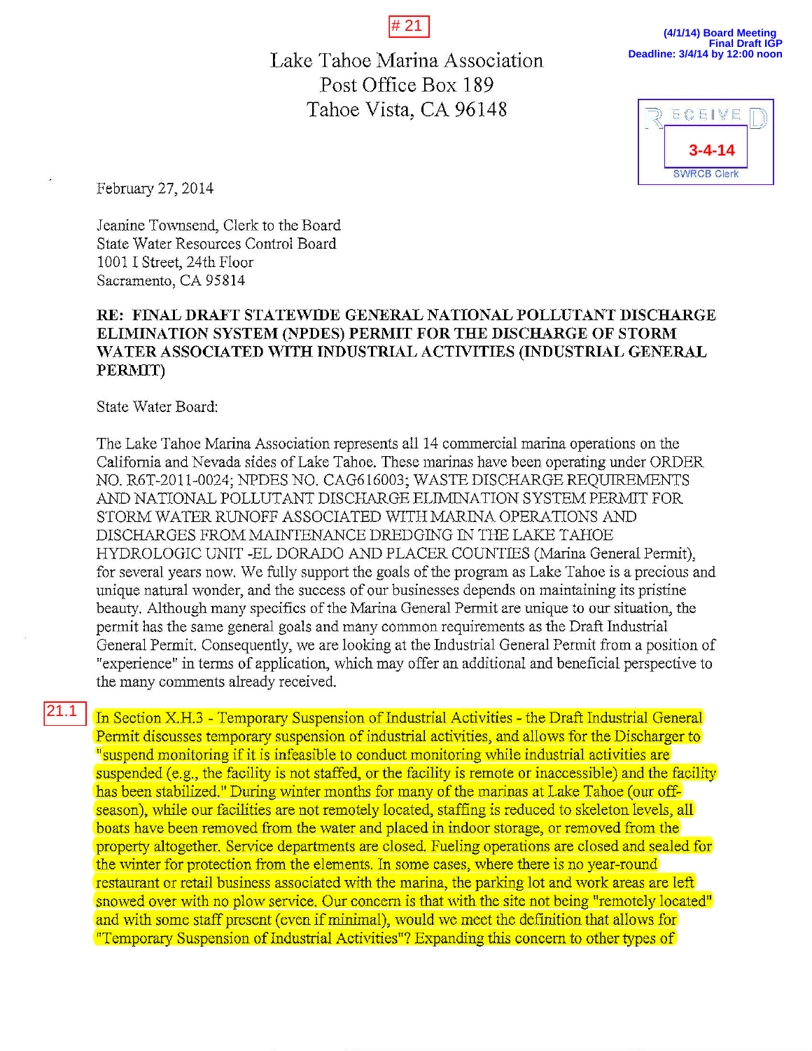# 21

(4/1/14) Board Meeting
Final Draft IGP
Deadline: 3/4/14 by 12:00 noon

Lake Tahoe Marina Association
Post Office Box 189
Tahoe Vista, CA 96148

RECEIVED
3-4-14
SWRCB Clerk

February 27, 2014

Jeanine Townsend, Clerk to the Board
State Water Resources Control Board
1001 I Street, 24th Floor
Sacramento, CA 95814

**RE: FINAL DRAFT STATEWIDE GENERAL NATIONAL POLLUTANT DISCHARGE ELIMINATION SYSTEM (NPDES) PERMIT FOR THE DISCHARGE OF STORM WATER ASSOCIATED WITH INDUSTRIAL ACTIVITIES (INDUSTRIAL GENERAL PERMIT)**

State Water Board:

The Lake Tahoe Marina Association represents all 14 commercial marina operations on the California and Nevada sides of Lake Tahoe. These marinas have been operating under ORDER NO. R6T-2011-0024; NPDES NO. CAG616003; WASTE DISCHARGE REQUIREMENTS AND NATIONAL POLLUTANT DISCHARGE ELIMINATION SYSTEM PERMIT FOR STORM WATER RUNOFF ASSOCIATED WITH MARINA OPERATIONS AND DISCHARGES FROM MAINTENANCE DREDGING IN THE LAKE TAHOE HYDROLOGIC UNIT -EL DORADO AND PLACER COUNTIES (Marina General Permit), for several years now. We fully support the goals of the program as Lake Tahoe is a precious and unique natural wonder, and the success of our businesses depends on maintaining its pristine beauty. Although many specifics of the Marina General Permit are unique to our situation, the permit has the same general goals and many common requirements as the Draft Industrial General Permit. Consequently, we are looking at the Industrial General Permit from a position of "experience" in terms of application, which may offer an additional and beneficial perspective to the many comments already received.

21.1

In Section X.H.3 - Temporary Suspension of Industrial Activities - the Draft Industrial General Permit discusses temporary suspension of industrial activities, and allows for the Discharger to "suspend monitoring if it is infeasible to conduct monitoring while industrial activities are suspended (e.g., the facility is not staffed, or the facility is remote or inaccessible) and the facility has been stabilized." During winter months for many of the marinas at Lake Tahoe (our off-season), while our facilities are not remotely located, staffing is reduced to skeleton levels, all boats have been removed from the water and placed in indoor storage, or removed from the property altogether. Service departments are closed. Fueling operations are closed and sealed for the winter for protection from the elements. In some cases, where there is no year-round restaurant or retail business associated with the marina, the parking lot and work areas are left snowed over with no plow service. Our concern is that with the site not being "remotely located" and with some staff present (even if minimal), would we meet the definition that allows for "Temporary Suspension of Industrial Activities"? Expanding this concern to other types of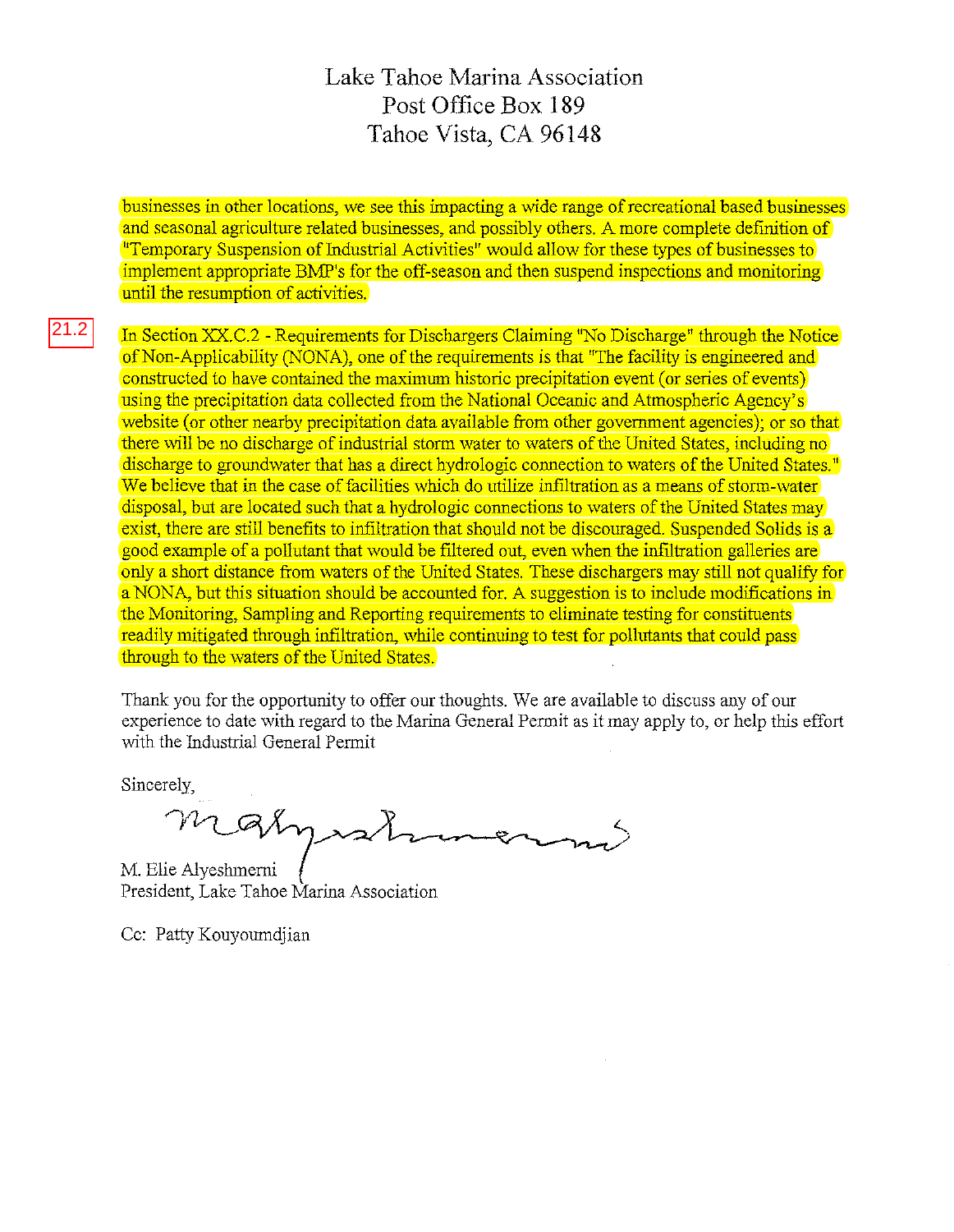Lake Tahoe Marina Association
Post Office Box 189
Tahoe Vista, CA 96148

businesses in other locations, we see this impacting a wide range of recreational based businesses and seasonal agriculture related businesses, and possibly others. A more complete definition of "Temporary Suspension of Industrial Activities" would allow for these types of businesses to implement appropriate BMP's for the off-season and then suspend inspections and monitoring until the resumption of activities.

21.2

In Section XX.C.2 - Requirements for Dischargers Claiming "No Discharge" through the Notice of Non-Applicability (NONA), one of the requirements is that "The facility is engineered and constructed to have contained the maximum historic precipitation event (or series of events) using the precipitation data collected from the National Oceanic and Atmospheric Agency's website (or other nearby precipitation data available from other government agencies); or so that there will be no discharge of industrial storm water to waters of the United States, including no discharge to groundwater that has a direct hydrologic connection to waters of the United States." We believe that in the case of facilities which do utilize infiltration as a means of storm-water disposal, but are located such that a hydrologic connections to waters of the United States may exist, there are still benefits to infiltration that should not be discouraged. Suspended Solids is a good example of a pollutant that would be filtered out, even when the infiltration galleries are only a short distance from waters of the United States. These dischargers may still not qualify for a NONA, but this situation should be accounted for. A suggestion is to include modifications in the Monitoring, Sampling and Reporting requirements to eliminate testing for constituents readily mitigated through infiltration, while continuing to test for pollutants that could pass through to the waters of the United States.

Thank you for the opportunity to offer our thoughts. We are available to discuss any of our experience to date with regard to the Marina General Permit as it may apply to, or help this effort with the Industrial General Permit

Sincerely,

M. Elie Alyeshmerni
President, Lake Tahoe Marina Association

Cc: Patty Kouyoumdjian